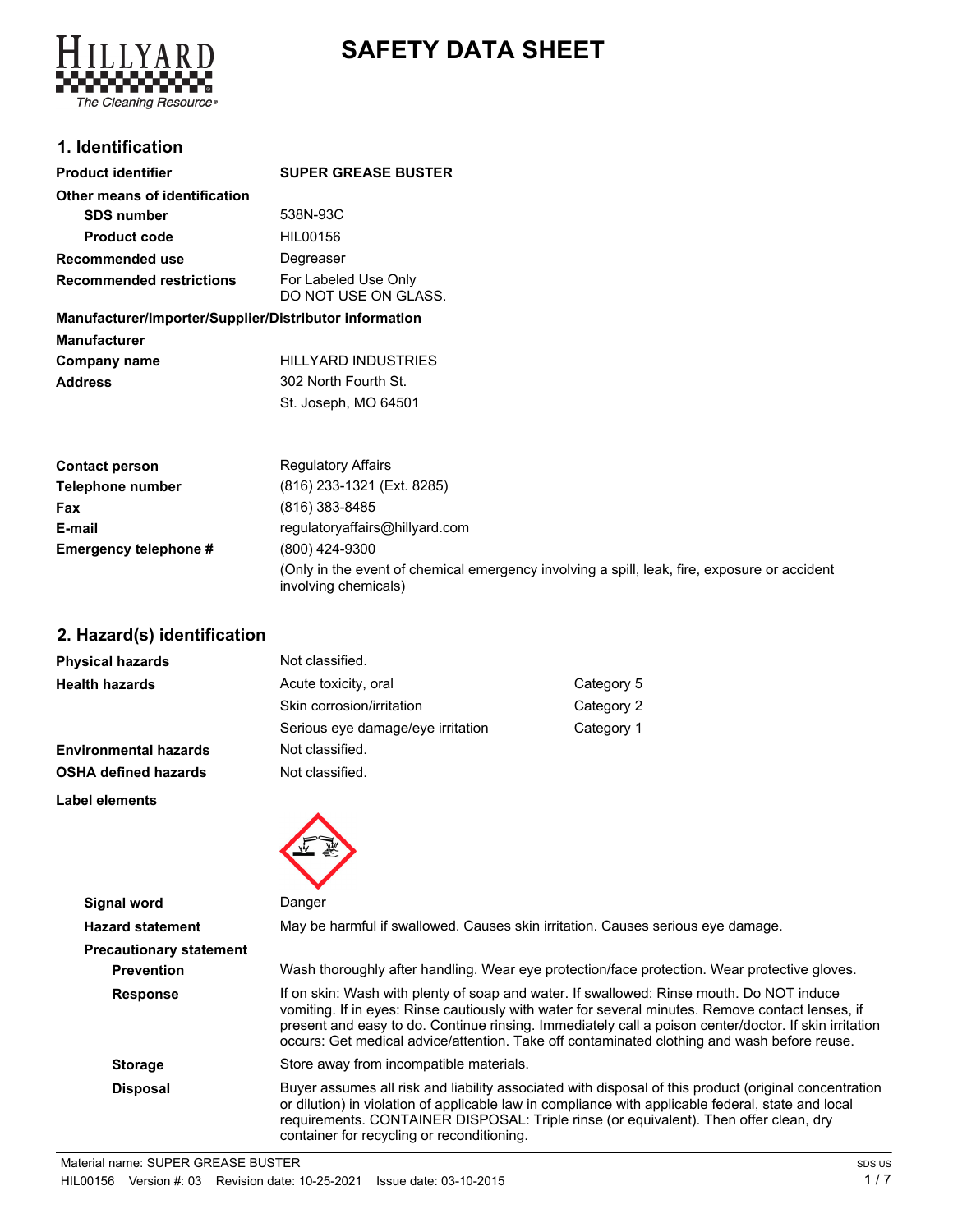# SAFETY DATA SHEET

## 1. Identification

| | |
|---|---|
| **Product identifier** | **SUPER GREASE BUSTER** |
| **Other means of identification** | |
| **SDS number** | 538N-93C |
| **Product code** | HIL00156 |
| **Recommended use** | Degreaser |
| **Recommended restrictions** | For Labeled Use Only<br>DO NOT USE ON GLASS. |

**Manufacturer/Importer/Supplier/Distributor information**

| | |
|---|---|
| **Manufacturer** | |
| **Company name** | HILLYARD INDUSTRIES |
| **Address** | 302 North Fourth St.<br>St. Joseph, MO 64501 |
| **Contact person** | Regulatory Affairs |
| **Telephone number** | (816) 233-1321 (Ext. 8285) |
| **Fax** | (816) 383-8485 |
| **E-mail** | regulatoryaffairs@hillyard.com |
| **Emergency telephone #** | (800) 424-9300<br>(Only in the event of chemical emergency involving a spill, leak, fire, exposure or accident involving chemicals) |

## 2. Hazard(s) identification

| | | |
|---|---|---|
| **Physical hazards** | Not classified. | |
| **Health hazards** | Acute toxicity, oral | Category 5 |
| | Skin corrosion/irritation | Category 2 |
| | Serious eye damage/eye irritation | Category 1 |
| **Environmental hazards** | Not classified. | |
| **OSHA defined hazards** | Not classified. | |

**Label elements**

| | |
|---|---|
| **Signal word** | Danger |
| **Hazard statement** | May be harmful if swallowed. Causes skin irritation. Causes serious eye damage. |
| **Precautionary statement** | |
| **Prevention** | Wash thoroughly after handling. Wear eye protection/face protection. Wear protective gloves. |
| **Response** | If on skin: Wash with plenty of soap and water. If swallowed: Rinse mouth. Do NOT induce vomiting. If in eyes: Rinse cautiously with water for several minutes. Remove contact lenses, if present and easy to do. Continue rinsing. Immediately call a poison center/doctor. If skin irritation occurs: Get medical advice/attention. Take off contaminated clothing and wash before reuse. |
| **Storage** | Store away from incompatible materials. |
| **Disposal** | Buyer assumes all risk and liability associated with disposal of this product (original concentration or dilution) in violation of applicable law in compliance with applicable federal, state and local requirements. CONTAINER DISPOSAL: Triple rinse (or equivalent). Then offer clean, dry container for recycling or reconditioning. |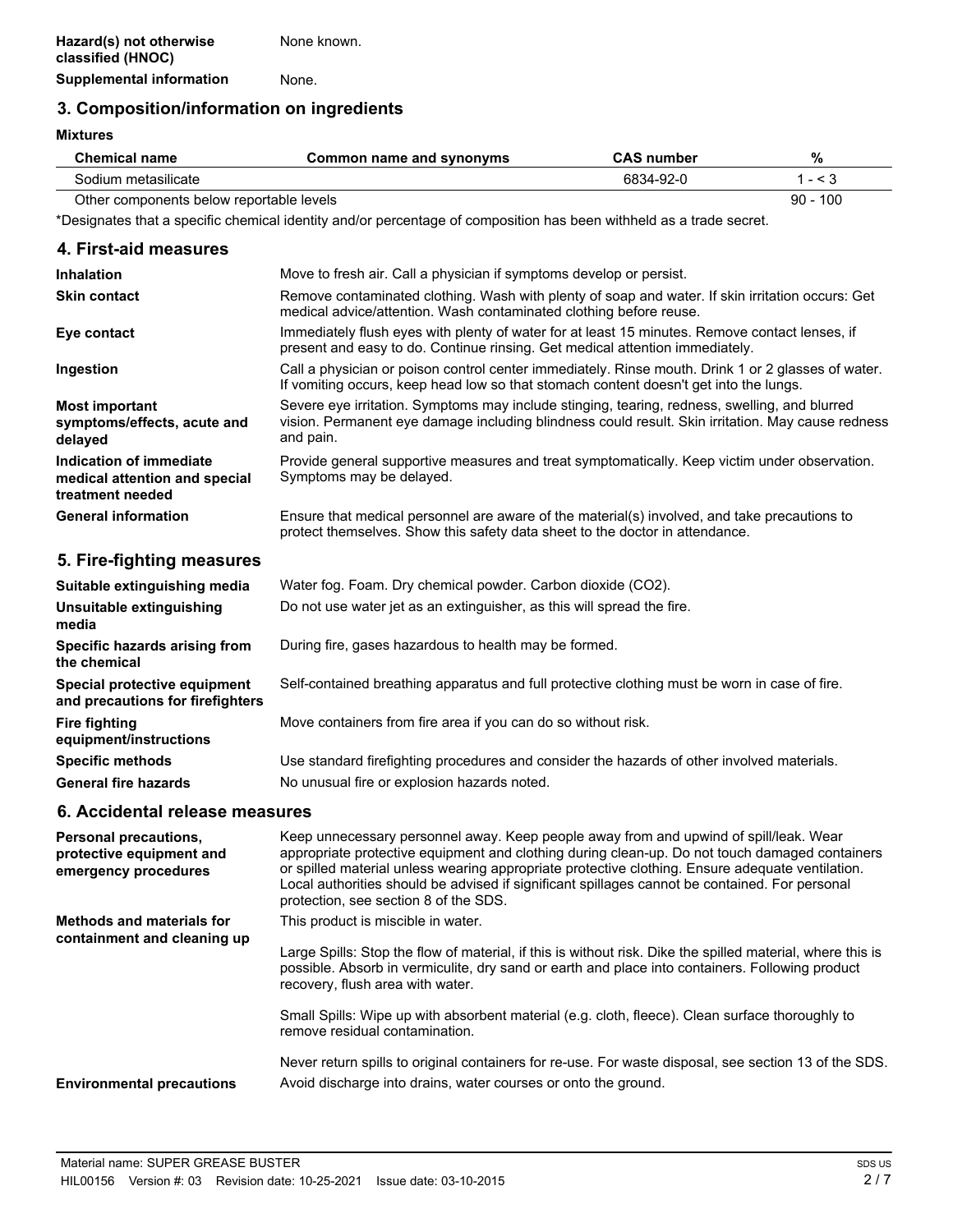| | |
|---|---|
| **Hazard(s) not otherwise classified (HNOC)** | None known. |
| **Supplemental information** | None. |

## 3. Composition/information on ingredients

**Mixtures**

| Chemical name | Common name and synonyms | CAS number | % |
|---|---|---|---|
| Sodium metasilicate | | 6834-92-0 | 1 - < 3 |
| Other components below reportable levels | | | 90 - 100 |

*Designates that a specific chemical identity and/or percentage of composition has been withheld as a trade secret.

## 4. First-aid measures

| | |
|---|---|
| **Inhalation** | Move to fresh air. Call a physician if symptoms develop or persist. |
| **Skin contact** | Remove contaminated clothing. Wash with plenty of soap and water. If skin irritation occurs: Get medical advice/attention. Wash contaminated clothing before reuse. |
| **Eye contact** | Immediately flush eyes with plenty of water for at least 15 minutes. Remove contact lenses, if present and easy to do. Continue rinsing. Get medical attention immediately. |
| **Ingestion** | Call a physician or poison control center immediately. Rinse mouth. Drink 1 or 2 glasses of water. If vomiting occurs, keep head low so that stomach content doesn't get into the lungs. |
| **Most important symptoms/effects, acute and delayed** | Severe eye irritation. Symptoms may include stinging, tearing, redness, swelling, and blurred vision. Permanent eye damage including blindness could result. Skin irritation. May cause redness and pain. |
| **Indication of immediate medical attention and special treatment needed** | Provide general supportive measures and treat symptomatically. Keep victim under observation. Symptoms may be delayed. |
| **General information** | Ensure that medical personnel are aware of the material(s) involved, and take precautions to protect themselves. Show this safety data sheet to the doctor in attendance. |

## 5. Fire-fighting measures

| | |
|---|---|
| **Suitable extinguishing media** | Water fog. Foam. Dry chemical powder. Carbon dioxide ($CO_2$). |
| **Unsuitable extinguishing media** | Do not use water jet as an extinguisher, as this will spread the fire. |
| **Specific hazards arising from the chemical** | During fire, gases hazardous to health may be formed. |
| **Special protective equipment and precautions for firefighters** | Self-contained breathing apparatus and full protective clothing must be worn in case of fire. |
| **Fire fighting equipment/instructions** | Move containers from fire area if you can do so without risk. |
| **Specific methods** | Use standard firefighting procedures and consider the hazards of other involved materials. |
| **General fire hazards** | No unusual fire or explosion hazards noted. |

## 6. Accidental release measures

| | |
|---|---|
| **Personal precautions, protective equipment and emergency procedures** | Keep unnecessary personnel away. Keep people away from and upwind of spill/leak. Wear appropriate protective equipment and clothing during clean-up. Do not touch damaged containers or spilled material unless wearing appropriate protective clothing. Ensure adequate ventilation. Local authorities should be advised if significant spillages cannot be contained. For personal protection, see section 8 of the SDS. |
| **Methods and materials for containment and cleaning up** | This product is miscible in water.<br><br>Large Spills: Stop the flow of material, if this is without risk. Dike the spilled material, where this is possible. Absorb in vermiculite, dry sand or earth and place into containers. Following product recovery, flush area with water.<br><br>Small Spills: Wipe up with absorbent material (e.g. cloth, fleece). Clean surface thoroughly to remove residual contamination.<br><br>Never return spills to original containers for re-use. For waste disposal, see section 13 of the SDS. |
| **Environmental precautions** | Avoid discharge into drains, water courses or onto the ground. |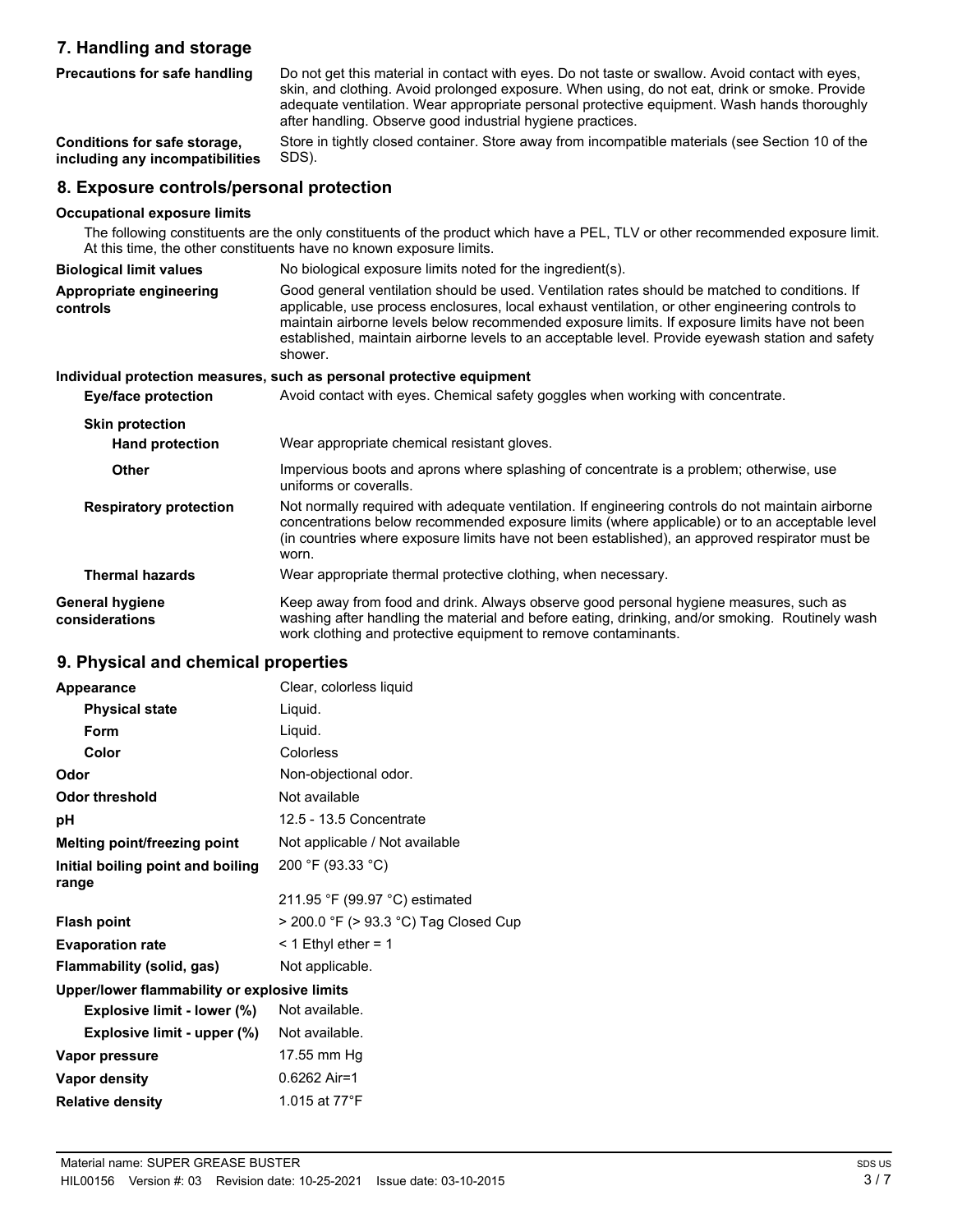## 7. Handling and storage

| | |
|---|---|
| **Precautions for safe handling** | Do not get this material in contact with eyes. Do not taste or swallow. Avoid contact with eyes, skin, and clothing. Avoid prolonged exposure. When using, do not eat, drink or smoke. Provide adequate ventilation. Wear appropriate personal protective equipment. Wash hands thoroughly after handling. Observe good industrial hygiene practices. |
| **Conditions for safe storage, including any incompatibilities** | Store in tightly closed container. Store away from incompatible materials (see Section 10 of the SDS). |

## 8. Exposure controls/personal protection

**Occupational exposure limits**

The following constituents are the only constituents of the product which have a PEL, TLV or other recommended exposure limit. At this time, the other constituents have no known exposure limits.

| | |
|---|---|
| **Biological limit values** | No biological exposure limits noted for the ingredient(s). |
| **Appropriate engineering controls** | Good general ventilation should be used. Ventilation rates should be matched to conditions. If applicable, use process enclosures, local exhaust ventilation, or other engineering controls to maintain airborne levels below recommended exposure limits. If exposure limits have not been established, maintain airborne levels to an acceptable level. Provide eyewash station and safety shower. |

**Individual protection measures, such as personal protective equipment**

| | |
|---|---|
| **Eye/face protection** | Avoid contact with eyes. Chemical safety goggles when working with concentrate. |
| **Skin protection** | |
| **Hand protection** | Wear appropriate chemical resistant gloves. |
| **Other** | Impervious boots and aprons where splashing of concentrate is a problem; otherwise, use uniforms or coveralls. |
| **Respiratory protection** | Not normally required with adequate ventilation. If engineering controls do not maintain airborne concentrations below recommended exposure limits (where applicable) or to an acceptable level (in countries where exposure limits have not been established), an approved respirator must be worn. |
| **Thermal hazards** | Wear appropriate thermal protective clothing, when necessary. |
| **General hygiene considerations** | Keep away from food and drink. Always observe good personal hygiene measures, such as washing after handling the material and before eating, drinking, and/or smoking. Routinely wash work clothing and protective equipment to remove contaminants. |

## 9. Physical and chemical properties

| | |
|---|---|
| **Appearance** | Clear, colorless liquid |
| **Physical state** | Liquid. |
| **Form** | Liquid. |
| **Color** | Colorless |
| **Odor** | Non-objectional odor. |
| **Odor threshold** | Not available |
| **pH** | 12.5 - 13.5 Concentrate |
| **Melting point/freezing point** | Not applicable / Not available |
| **Initial boiling point and boiling range** | 200 °F (93.33 °C) |
| | 211.95 °F (99.97 °C) estimated |
| **Flash point** | > 200.0 °F (> 93.3 °C) Tag Closed Cup |
| **Evaporation rate** | < 1 Ethyl ether = 1 |
| **Flammability (solid, gas)** | Not applicable. |
| **Upper/lower flammability or explosive limits** | |
| **Explosive limit - lower (%)** | Not available. |
| **Explosive limit - upper (%)** | Not available. |
| **Vapor pressure** | 17.55 mm Hg |
| **Vapor density** | 0.6262 Air=1 |
| **Relative density** | 1.015 at 77°F |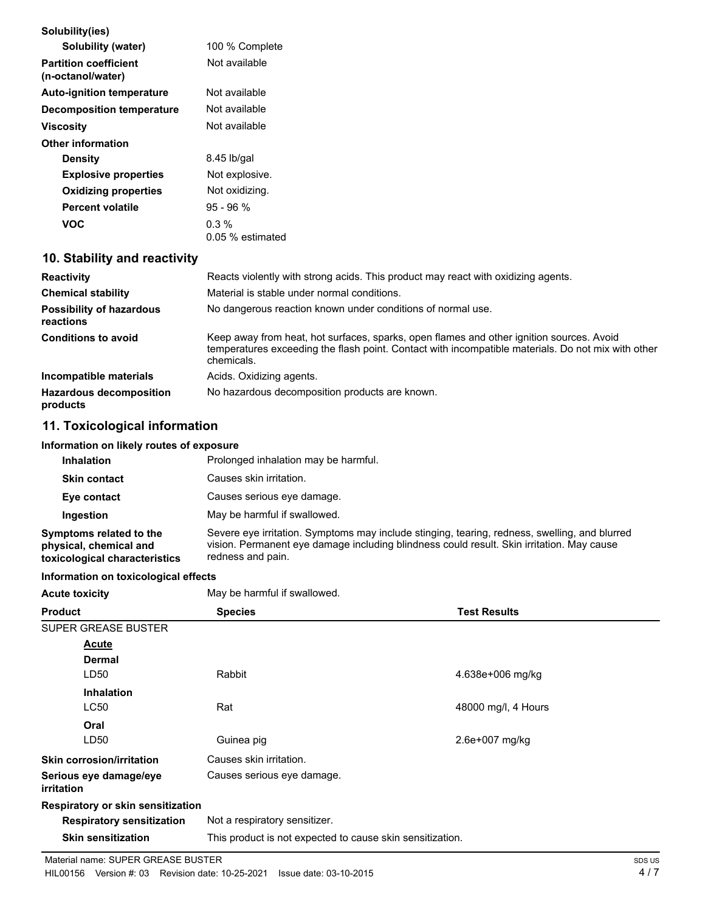**Solubility(ies)**

| | |
|---|---|
| **Solubility (water)** | 100 % Complete |
| **Partition coefficient (n-octanol/water)** | Not available |
| **Auto-ignition temperature** | Not available |
| **Decomposition temperature** | Not available |
| **Viscosity** | Not available |

**Other information**

| | |
|---|---|
| **Density** | 8.45 lb/gal |
| **Explosive properties** | Not explosive. |
| **Oxidizing properties** | Not oxidizing. |
| **Percent volatile** | 95 - 96 % |
| **VOC** | 0.3 %<br>0.05 % estimated |

## 10. Stability and reactivity

| | |
|---|---|
| **Reactivity** | Reacts violently with strong acids. This product may react with oxidizing agents. |
| **Chemical stability** | Material is stable under normal conditions. |
| **Possibility of hazardous reactions** | No dangerous reaction known under conditions of normal use. |
| **Conditions to avoid** | Keep away from heat, hot surfaces, sparks, open flames and other ignition sources. Avoid temperatures exceeding the flash point. Contact with incompatible materials. Do not mix with other chemicals. |
| **Incompatible materials** | Acids. Oxidizing agents. |
| **Hazardous decomposition products** | No hazardous decomposition products are known. |

## 11. Toxicological information

**Information on likely routes of exposure**

| | |
|---|---|
| **Inhalation** | Prolonged inhalation may be harmful. |
| **Skin contact** | Causes skin irritation. |
| **Eye contact** | Causes serious eye damage. |
| **Ingestion** | May be harmful if swallowed. |
| **Symptoms related to the physical, chemical and toxicological characteristics** | Severe eye irritation. Symptoms may include stinging, tearing, redness, swelling, and blurred vision. Permanent eye damage including blindness could result. Skin irritation. May cause redness and pain. |

**Information on toxicological effects**

**Acute toxicity** May be harmful if swallowed.

| Product | Species | Test Results |
|---|---|---|
| SUPER GREASE BUSTER | | |
| **Acute** | | |
| **Dermal** | | |
| LD50 | Rabbit | 4.638e+006 mg/kg |
| **Inhalation** | | |
| LC50 | Rat | 48000 mg/l, 4 Hours |
| **Oral** | | |
| LD50 | Guinea pig | 2.6e+007 mg/kg |

| | |
|---|---|
| **Skin corrosion/irritation** | Causes skin irritation. |
| **Serious eye damage/eye irritation** | Causes serious eye damage. |

**Respiratory or skin sensitization**

| | |
|---|---|
| **Respiratory sensitization** | Not a respiratory sensitizer. |
| **Skin sensitization** | This product is not expected to cause skin sensitization. |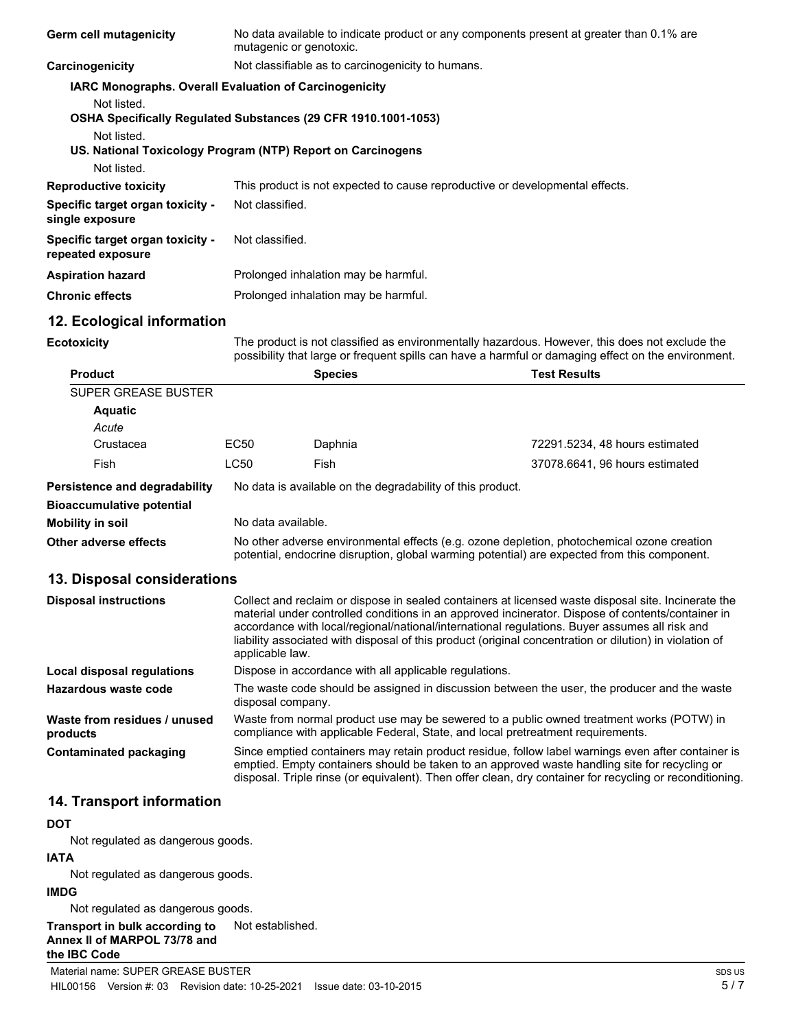| | |
|---|---|
| **Germ cell mutagenicity** | No data available to indicate product or any components present at greater than 0.1% are mutagenic or genotoxic. |
| **Carcinogenicity** | Not classifiable as to carcinogenicity to humans. |

**IARC Monographs. Overall Evaluation of Carcinogenicity**

Not listed.

**OSHA Specifically Regulated Substances (29 CFR 1910.1001-1053)**

Not listed.

**US. National Toxicology Program (NTP) Report on Carcinogens**

Not listed.

| | |
|---|---|
| **Reproductive toxicity** | This product is not expected to cause reproductive or developmental effects. |
| **Specific target organ toxicity - single exposure** | Not classified. |
| **Specific target organ toxicity - repeated exposure** | Not classified. |
| **Aspiration hazard** | Prolonged inhalation may be harmful. |
| **Chronic effects** | Prolonged inhalation may be harmful. |

## 12. Ecological information

**Ecotoxicity** The product is not classified as environmentally hazardous. However, this does not exclude the possibility that large or frequent spills can have a harmful or damaging effect on the environment.

| Product | | Species | Test Results |
|---|---|---|---|
| SUPER GREASE BUSTER | | | |
| **Aquatic** | | | |
| *Acute* | | | |
| Crustacea | EC50 | Daphnia | 72291.5234, 48 hours estimated |
| Fish | LC50 | Fish | 37078.6641, 96 hours estimated |

| | |
|---|---|
| **Persistence and degradability** | No data is available on the degradability of this product. |
| **Bioaccumulative potential** | |
| **Mobility in soil** | No data available. |
| **Other adverse effects** | No other adverse environmental effects (e.g. ozone depletion, photochemical ozone creation potential, endocrine disruption, global warming potential) are expected from this component. |

## 13. Disposal considerations

| | |
|---|---|
| **Disposal instructions** | Collect and reclaim or dispose in sealed containers at licensed waste disposal site. Incinerate the material under controlled conditions in an approved incinerator. Dispose of contents/container in accordance with local/regional/national/international regulations. Buyer assumes all risk and liability associated with disposal of this product (original concentration or dilution) in violation of applicable law. |
| **Local disposal regulations** | Dispose in accordance with all applicable regulations. |
| **Hazardous waste code** | The waste code should be assigned in discussion between the user, the producer and the waste disposal company. |
| **Waste from residues / unused products** | Waste from normal product use may be sewered to a public owned treatment works (POTW) in compliance with applicable Federal, State, and local pretreatment requirements. |
| **Contaminated packaging** | Since emptied containers may retain product residue, follow label warnings even after container is emptied. Empty containers should be taken to an approved waste handling site for recycling or disposal. Triple rinse (or equivalent). Then offer clean, dry container for recycling or reconditioning. |

## 14. Transport information

**DOT**

Not regulated as dangerous goods.

**IATA**

Not regulated as dangerous goods.

**IMDG**

Not regulated as dangerous goods.

**Transport in bulk according to Annex II of MARPOL 73/78 and the IBC Code** Not established.

Material name: SUPER GREASE BUSTER

HIL00156 Version #: 03 Revision date: 10-25-2021 Issue date: 03-10-2015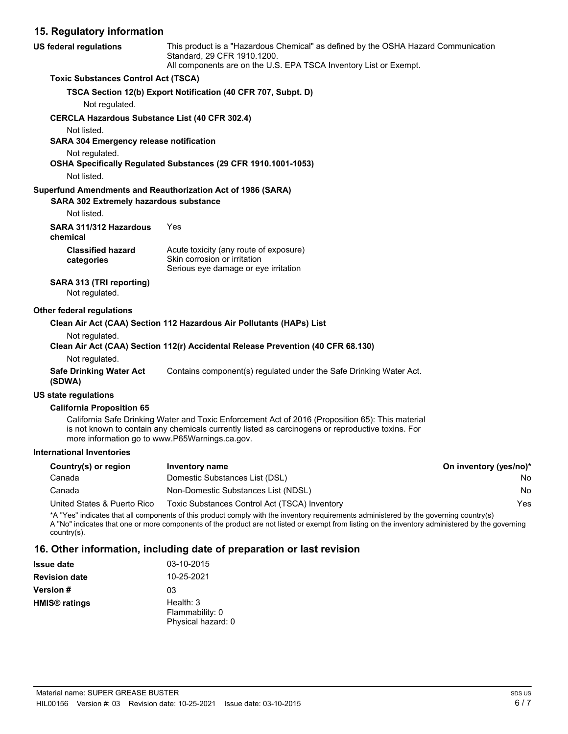## 15. Regulatory information

**US federal regulations**

This product is a "Hazardous Chemical" as defined by the OSHA Hazard Communication Standard, 29 CFR 1910.1200.
All components are on the U.S. EPA TSCA Inventory List or Exempt.

**Toxic Substances Control Act (TSCA)**

**TSCA Section 12(b) Export Notification (40 CFR 707, Subpt. D)**

Not regulated.

**CERCLA Hazardous Substance List (40 CFR 302.4)**

Not listed.

**SARA 304 Emergency release notification**

Not regulated.

**OSHA Specifically Regulated Substances (29 CFR 1910.1001-1053)**

Not listed.

**Superfund Amendments and Reauthorization Act of 1986 (SARA)**

**SARA 302 Extremely hazardous substance**

Not listed.

**SARA 311/312 Hazardous chemical** Yes

**Classified hazard categories**
Acute toxicity (any route of exposure)
Skin corrosion or irritation
Serious eye damage or eye irritation

**SARA 313 (TRI reporting)**

Not regulated.

**Other federal regulations**

**Clean Air Act (CAA) Section 112 Hazardous Air Pollutants (HAPs) List**

Not regulated.

**Clean Air Act (CAA) Section 112(r) Accidental Release Prevention (40 CFR 68.130)**

Not regulated.

**Safe Drinking Water Act (SDWA)** Contains component(s) regulated under the Safe Drinking Water Act.

**US state regulations**

**California Proposition 65**

California Safe Drinking Water and Toxic Enforcement Act of 2016 (Proposition 65): This material is not known to contain any chemicals currently listed as carcinogens or reproductive toxins. For more information go to www.P65Warnings.ca.gov.

**International Inventories**

| Country(s) or region | Inventory name | On inventory (yes/no)* |
|---|---|---|
| Canada | Domestic Substances List (DSL) | No |
| Canada | Non-Domestic Substances List (NDSL) | No |
| United States & Puerto Rico | Toxic Substances Control Act (TSCA) Inventory | Yes |

*A "Yes" indicates that all components of this product comply with the inventory requirements administered by the governing country(s)
A "No" indicates that one or more components of the product are not listed or exempt from listing on the inventory administered by the governing country(s).

## 16. Other information, including date of preparation or last revision

**Issue date** 03-10-2015

**Revision date** 10-25-2021

**Version #** 03

**HMIS® ratings**
Health: 3
Flammability: 0
Physical hazard: 0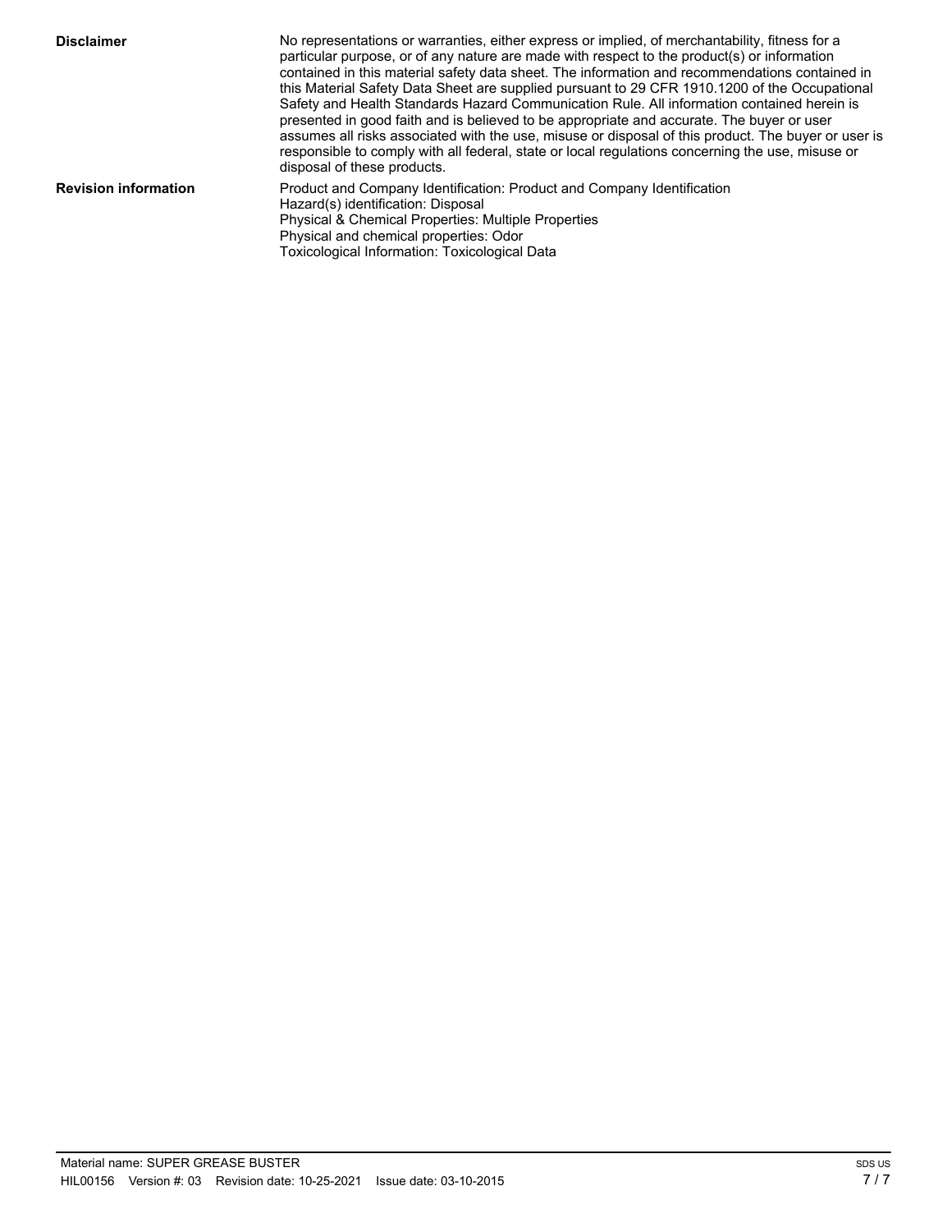**Disclaimer**

No representations or warranties, either express or implied, of merchantability, fitness for a particular purpose, or of any nature are made with respect to the product(s) or information contained in this material safety data sheet. The information and recommendations contained in this Material Safety Data Sheet are supplied pursuant to 29 CFR 1910.1200 of the Occupational Safety and Health Standards Hazard Communication Rule. All information contained herein is presented in good faith and is believed to be appropriate and accurate. The buyer or user assumes all risks associated with the use, misuse or disposal of this product. The buyer or user is responsible to comply with all federal, state or local regulations concerning the use, misuse or disposal of these products.

**Revision information**

Product and Company Identification: Product and Company Identification
Hazard(s) identification: Disposal
Physical & Chemical Properties: Multiple Properties
Physical and chemical properties: Odor
Toxicological Information: Toxicological Data